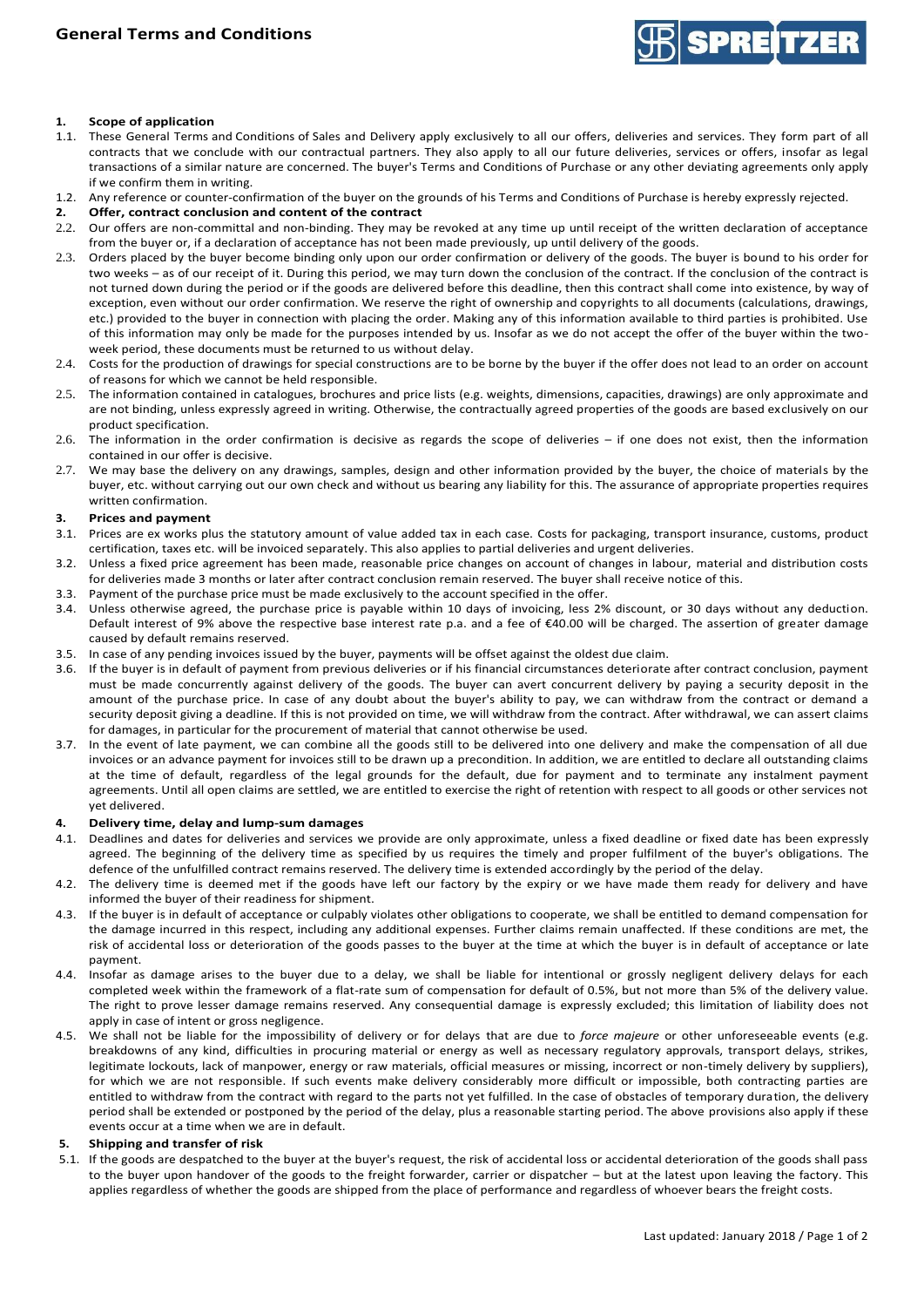# General Terms and Conditions

## 1. Scope of application

1.1. These General Terms and Conditions of Sales and Delivery apply exclusively to all our offers, deliveries and services. They form part of all contracts that we conclude with our contractual partners. They also apply to all our future deliveries, services or offers, insofar as legal transactions of a similar nature are concerned. The buyer's Terms and Conditions of Purchase or any other deviating agreements only apply if we confirm them in writing.

1.2. Any reference or counter-confirmation of the buyer on the grounds of his Terms and Conditions of Purchase is hereby expressly rejected.

## 2. Offer, contract conclusion and content of the contract

2.2. Our offers are non-committal and non-binding. They may be revoked at any time up until receipt of the written declaration of acceptance from the buyer or, if a declaration of acceptance has not been made previously, up until delivery of the goods.

2.3. Orders placed by the buyer become binding only upon our order confirmation or delivery of the goods. The buyer is bound to his order for two weeks – as of our receipt of it. During this period, we may turn down the conclusion of the contract. If the conclusion of the contract is not turned down during the period or if the goods are delivered before this deadline, then this contract shall come into existence, by way of exception, even without our order confirmation. We reserve the right of ownership and copyrights to all documents (calculations, drawings, etc.) provided to the buyer in connection with placing the order. Making any of this information available to third parties is prohibited. Use of this information may only be made for the purposes intended by us. Insofar as we do not accept the offer of the buyer within the two-week period, these documents must be returned to us without delay.

2.4. Costs for the production of drawings for special constructions are to be borne by the buyer if the offer does not lead to an order on account of reasons for which we cannot be held responsible.

2.5. The information contained in catalogues, brochures and price lists (e.g. weights, dimensions, capacities, drawings) are only approximate and are not binding, unless expressly agreed in writing. Otherwise, the contractually agreed properties of the goods are based exclusively on our product specification.

2.6. The information in the order confirmation is decisive as regards the scope of deliveries – if one does not exist, then the information contained in our offer is decisive.

2.7. We may base the delivery on any drawings, samples, design and other information provided by the buyer, the choice of materials by the buyer, etc. without carrying out our own check and without us bearing any liability for this. The assurance of appropriate properties requires written confirmation.

## 3. Prices and payment

3.1. Prices are ex works plus the statutory amount of value added tax in each case. Costs for packaging, transport insurance, customs, product certification, taxes etc. will be invoiced separately. This also applies to partial deliveries and urgent deliveries.

3.2. Unless a fixed price agreement has been made, reasonable price changes on account of changes in labour, material and distribution costs for deliveries made 3 months or later after contract conclusion remain reserved. The buyer shall receive notice of this.

3.3. Payment of the purchase price must be made exclusively to the account specified in the offer.

3.4. Unless otherwise agreed, the purchase price is payable within 10 days of invoicing, less 2% discount, or 30 days without any deduction. Default interest of 9% above the respective base interest rate p.a. and a fee of €40.00 will be charged. The assertion of greater damage caused by default remains reserved.

3.5. In case of any pending invoices issued by the buyer, payments will be offset against the oldest due claim.

3.6. If the buyer is in default of payment from previous deliveries or if his financial circumstances deteriorate after contract conclusion, payment must be made concurrently against delivery of the goods. The buyer can avert concurrent delivery by paying a security deposit in the amount of the purchase price. In case of any doubt about the buyer's ability to pay, we can withdraw from the contract or demand a security deposit giving a deadline. If this is not provided on time, we will withdraw from the contract. After withdrawal, we can assert claims for damages, in particular for the procurement of material that cannot otherwise be used.

3.7. In the event of late payment, we can combine all the goods still to be delivered into one delivery and make the compensation of all due invoices or an advance payment for invoices still to be drawn up a precondition. In addition, we are entitled to declare all outstanding claims at the time of default, regardless of the legal grounds for the default, due for payment and to terminate any instalment payment agreements. Until all open claims are settled, we are entitled to exercise the right of retention with respect to all goods or other services not yet delivered.

## 4. Delivery time, delay and lump-sum damages

4.1. Deadlines and dates for deliveries and services we provide are only approximate, unless a fixed deadline or fixed date has been expressly agreed. The beginning of the delivery time as specified by us requires the timely and proper fulfilment of the buyer's obligations. The defence of the unfulfilled contract remains reserved. The delivery time is extended accordingly by the period of the delay.

4.2. The delivery time is deemed met if the goods have left our factory by the expiry or we have made them ready for delivery and have informed the buyer of their readiness for shipment.

4.3. If the buyer is in default of acceptance or culpably violates other obligations to cooperate, we shall be entitled to demand compensation for the damage incurred in this respect, including any additional expenses. Further claims remain unaffected. If these conditions are met, the risk of accidental loss or deterioration of the goods passes to the buyer at the time at which the buyer is in default of acceptance or late payment.

4.4. Insofar as damage arises to the buyer due to a delay, we shall be liable for intentional or grossly negligent delivery delays for each completed week within the framework of a flat-rate sum of compensation for default of 0.5%, but not more than 5% of the delivery value. The right to prove lesser damage remains reserved. Any consequential damage is expressly excluded; this limitation of liability does not apply in case of intent or gross negligence.

4.5. We shall not be liable for the impossibility of delivery or for delays that are due to *force majeure* or other unforeseeable events (e.g. breakdowns of any kind, difficulties in procuring material or energy as well as necessary regulatory approvals, transport delays, strikes, legitimate lockouts, lack of manpower, energy or raw materials, official measures or missing, incorrect or non-timely delivery by suppliers), for which we are not responsible. If such events make delivery considerably more difficult or impossible, both contracting parties are entitled to withdraw from the contract with regard to the parts not yet fulfilled. In the case of obstacles of temporary duration, the delivery period shall be extended or postponed by the period of the delay, plus a reasonable starting period. The above provisions also apply if these events occur at a time when we are in default.

## 5. Shipping and transfer of risk

5.1. If the goods are despatched to the buyer at the buyer's request, the risk of accidental loss or accidental deterioration of the goods shall pass to the buyer upon handover of the goods to the freight forwarder, carrier or dispatcher – but at the latest upon leaving the factory. This applies regardless of whether the goods are shipped from the place of performance and regardless of whoever bears the freight costs.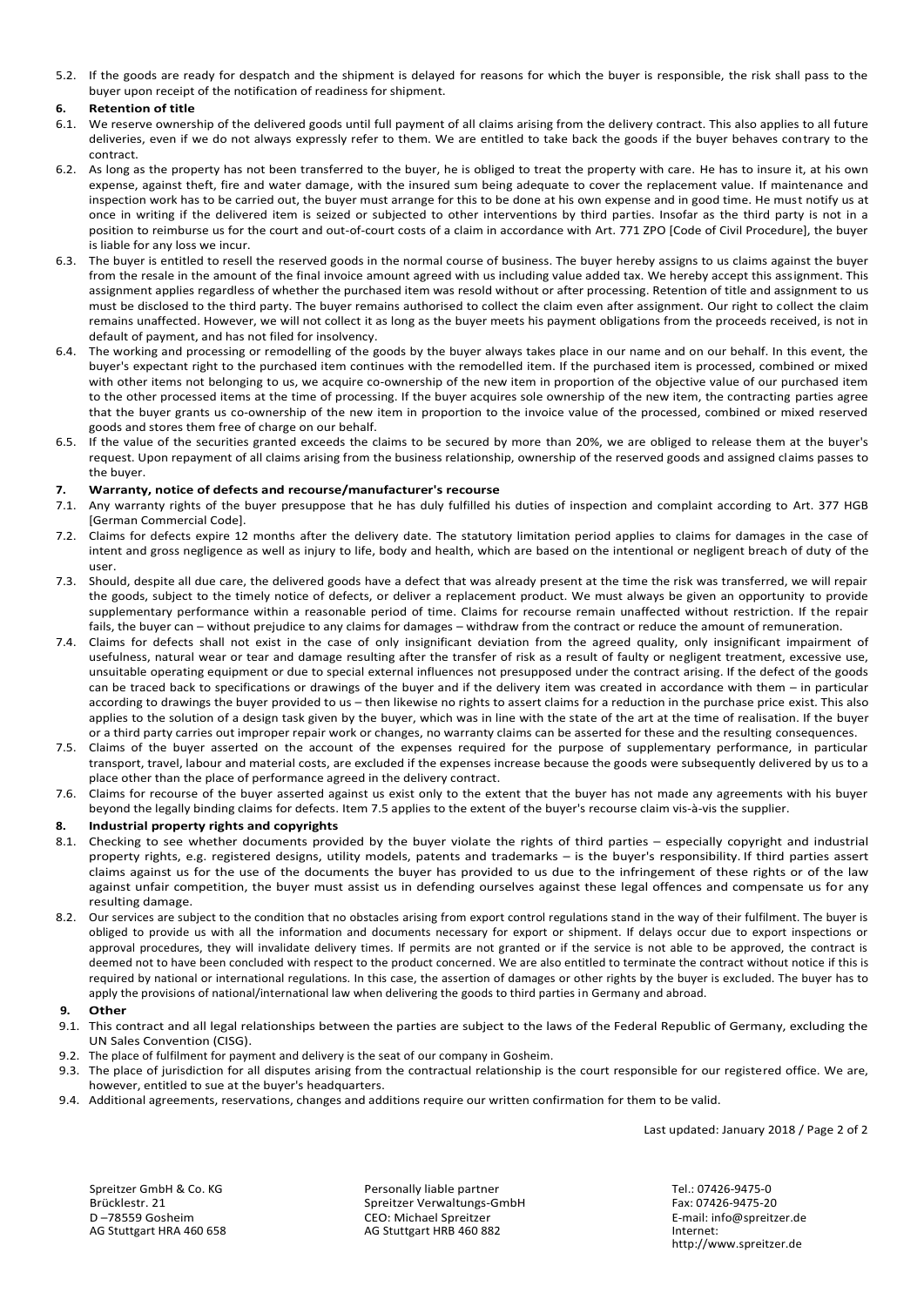5.2. If the goods are ready for despatch and the shipment is delayed for reasons for which the buyer is responsible, the risk shall pass to the buyer upon receipt of the notification of readiness for shipment.

### 6. Retention of title

6.1. We reserve ownership of the delivered goods until full payment of all claims arising from the delivery contract. This also applies to all future deliveries, even if we do not always expressly refer to them. We are entitled to take back the goods if the buyer behaves contrary to the contract.

6.2. As long as the property has not been transferred to the buyer, he is obliged to treat the property with care. He has to insure it, at his own expense, against theft, fire and water damage, with the insured sum being adequate to cover the replacement value. If maintenance and inspection work has to be carried out, the buyer must arrange for this to be done at his own expense and in good time. He must notify us at once in writing if the delivered item is seized or subjected to other interventions by third parties. Insofar as the third party is not in a position to reimburse us for the court and out-of-court costs of a claim in accordance with Art. 771 ZPO [Code of Civil Procedure], the buyer is liable for any loss we incur.

6.3. The buyer is entitled to resell the reserved goods in the normal course of business. The buyer hereby assigns to us claims against the buyer from the resale in the amount of the final invoice amount agreed with us including value added tax. We hereby accept this assignment. This assignment applies regardless of whether the purchased item was resold without or after processing. Retention of title and assignment to us must be disclosed to the third party. The buyer remains authorised to collect the claim even after assignment. Our right to collect the claim remains unaffected. However, we will not collect it as long as the buyer meets his payment obligations from the proceeds received, is not in default of payment, and has not filed for insolvency.

6.4. The working and processing or remodelling of the goods by the buyer always takes place in our name and on our behalf. In this event, the buyer's expectant right to the purchased item continues with the remodelled item. If the purchased item is processed, combined or mixed with other items not belonging to us, we acquire co-ownership of the new item in proportion of the objective value of our purchased item to the other processed items at the time of processing. If the buyer acquires sole ownership of the new item, the contracting parties agree that the buyer grants us co-ownership of the new item in proportion to the invoice value of the processed, combined or mixed reserved goods and stores them free of charge on our behalf.

6.5. If the value of the securities granted exceeds the claims to be secured by more than 20%, we are obliged to release them at the buyer's request. Upon repayment of all claims arising from the business relationship, ownership of the reserved goods and assigned claims passes to the buyer.

### 7. Warranty, notice of defects and recourse/manufacturer's recourse

7.1. Any warranty rights of the buyer presuppose that he has duly fulfilled his duties of inspection and complaint according to Art. 377 HGB [German Commercial Code].

7.2. Claims for defects expire 12 months after the delivery date. The statutory limitation period applies to claims for damages in the case of intent and gross negligence as well as injury to life, body and health, which are based on the intentional or negligent breach of duty of the user.

7.3. Should, despite all due care, the delivered goods have a defect that was already present at the time the risk was transferred, we will repair the goods, subject to the timely notice of defects, or deliver a replacement product. We must always be given an opportunity to provide supplementary performance within a reasonable period of time. Claims for recourse remain unaffected without restriction. If the repair fails, the buyer can – without prejudice to any claims for damages – withdraw from the contract or reduce the amount of remuneration.

7.4. Claims for defects shall not exist in the case of only insignificant deviation from the agreed quality, only insignificant impairment of usefulness, natural wear or tear and damage resulting after the transfer of risk as a result of faulty or negligent treatment, excessive use, unsuitable operating equipment or due to special external influences not presupposed under the contract arising. If the defect of the goods can be traced back to specifications or drawings of the buyer and if the delivery item was created in accordance with them – in particular according to drawings the buyer provided to us – then likewise no rights to assert claims for a reduction in the purchase price exist. This also applies to the solution of a design task given by the buyer, which was in line with the state of the art at the time of realisation. If the buyer or a third party carries out improper repair work or changes, no warranty claims can be asserted for these and the resulting consequences.

7.5. Claims of the buyer asserted on the account of the expenses required for the purpose of supplementary performance, in particular transport, travel, labour and material costs, are excluded if the expenses increase because the goods were subsequently delivered by us to a place other than the place of performance agreed in the delivery contract.

7.6. Claims for recourse of the buyer asserted against us exist only to the extent that the buyer has not made any agreements with his buyer beyond the legally binding claims for defects. Item 7.5 applies to the extent of the buyer's recourse claim vis-à-vis the supplier.

### 8. Industrial property rights and copyrights

8.1. Checking to see whether documents provided by the buyer violate the rights of third parties – especially copyright and industrial property rights, e.g. registered designs, utility models, patents and trademarks – is the buyer's responsibility. If third parties assert claims against us for the use of the documents the buyer has provided to us due to the infringement of these rights or of the law against unfair competition, the buyer must assist us in defending ourselves against these legal offences and compensate us for any resulting damage.

8.2. Our services are subject to the condition that no obstacles arising from export control regulations stand in the way of their fulfilment. The buyer is obliged to provide us with all the information and documents necessary for export or shipment. If delays occur due to export inspections or approval procedures, they will invalidate delivery times. If permits are not granted or if the service is not able to be approved, the contract is deemed not to have been concluded with respect to the product concerned. We are also entitled to terminate the contract without notice if this is required by national or international regulations. In this case, the assertion of damages or other rights by the buyer is excluded. The buyer has to apply the provisions of national/international law when delivering the goods to third parties in Germany and abroad.

### 9. Other

9.1. This contract and all legal relationships between the parties are subject to the laws of the Federal Republic of Germany, excluding the UN Sales Convention (CISG).

9.2. The place of fulfilment for payment and delivery is the seat of our company in Gosheim.

9.3. The place of jurisdiction for all disputes arising from the contractual relationship is the court responsible for our registered office. We are, however, entitled to sue at the buyer's headquarters.

9.4. Additional agreements, reservations, changes and additions require our written confirmation for them to be valid.

Last updated: January 2018

Spreitzer GmbH & Co. KG
Brücklestr. 21
D –78559 Gosheim
AG Stuttgart HRA 460 658

Personally liable partner
Spreitzer Verwaltungs-GmbH
CEO: Michael Spreitzer
AG Stuttgart HRB 460 882

Tel.: 07426-9475-0
Fax: 07426-9475-20
E-mail: info@spreitzer.de
Internet:
http://www.spreitzer.de